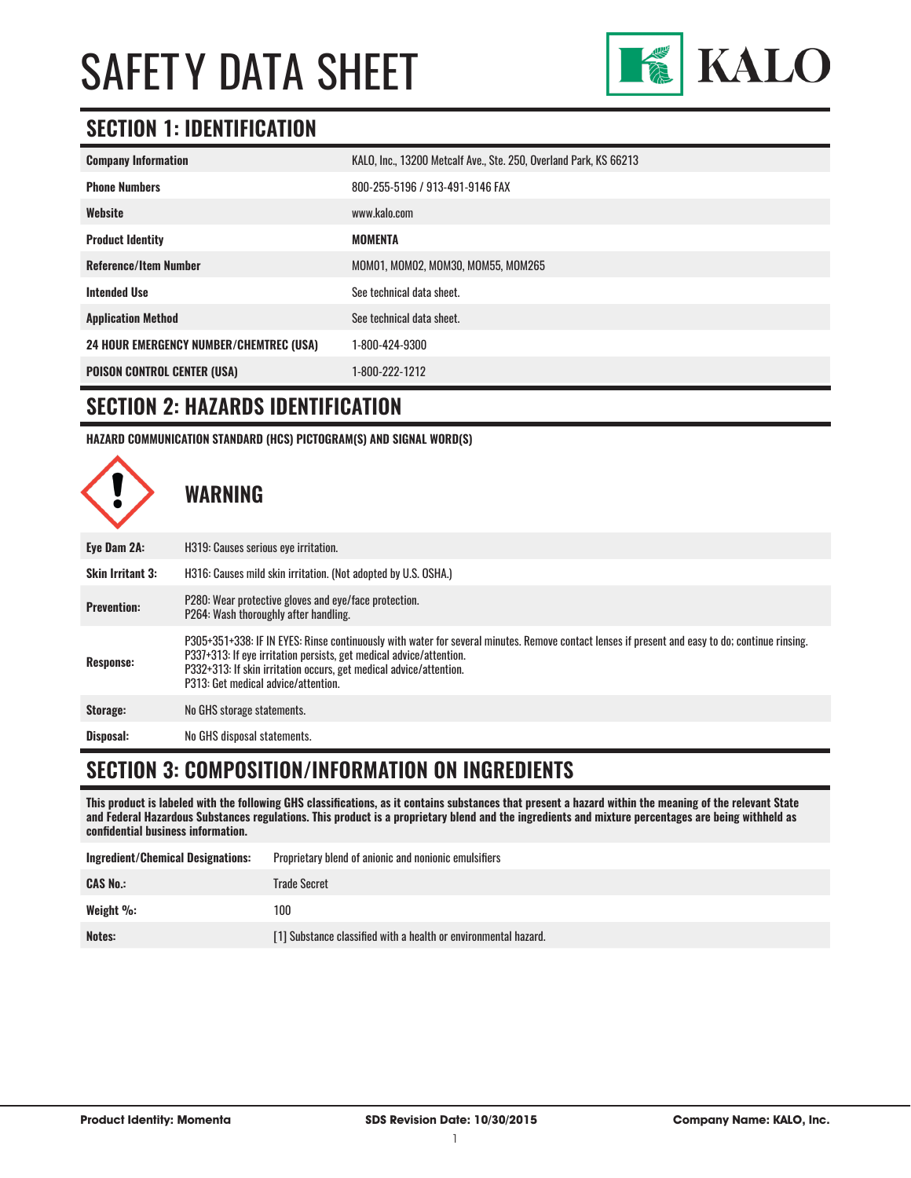# SAFETY DATA SHEET

KALO

## SECTION 1: IDENTIFICATION

| | |
|---|---|
| **Company Information** | KALO, Inc., 13200 Metcalf Ave., Ste. 250, Overland Park, KS 66213 |
| **Phone Numbers** | 800-255-5196 / 913-491-9146 FAX |
| **Website** | www.kalo.com |
| **Product Identity** | **MOMENTA** |
| **Reference/Item Number** | MOM01, MOM02, MOM30, MOM55, MOM265 |
| **Intended Use** | See technical data sheet. |
| **Application Method** | See technical data sheet. |
| **24 HOUR EMERGENCY NUMBER/CHEMTREC (USA)** | 1-800-424-9300 |
| **POISON CONTROL CENTER (USA)** | 1-800-222-1212 |

## SECTION 2: HAZARDS IDENTIFICATION

**HAZARD COMMUNICATION STANDARD (HCS) PICTOGRAM(S) AND SIGNAL WORD(S)**

### WARNING

| | |
|---|---|
| **Eye Dam 2A:** | H319: Causes serious eye irritation. |
| **Skin Irritant 3:** | H316: Causes mild skin irritation. (Not adopted by U.S. OSHA.) |
| **Prevention:** | P280: Wear protective gloves and eye/face protection.<br>P264: Wash thoroughly after handling. |
| **Response:** | P305+351+338: IF IN EYES: Rinse continuously with water for several minutes. Remove contact lenses if present and easy to do; continue rinsing.<br>P337+313: If eye irritation persists, get medical advice/attention.<br>P332+313: If skin irritation occurs, get medical advice/attention.<br>P313: Get medical advice/attention. |
| **Storage:** | No GHS storage statements. |
| **Disposal:** | No GHS disposal statements. |

## SECTION 3: COMPOSITION/INFORMATION ON INGREDIENTS

**This product is labeled with the following GHS classifications, as it contains substances that present a hazard within the meaning of the relevant State and Federal Hazardous Substances regulations. This product is a proprietary blend and the ingredients and mixture percentages are being withheld as confidential business information.**

| | |
|---|---|
| **Ingredient/Chemical Designations:** | Proprietary blend of anionic and nonionic emulsifiers |
| **CAS No.:** | Trade Secret |
| **Weight %:** | 100 |
| **Notes:** | [1] Substance classified with a health or environmental hazard. |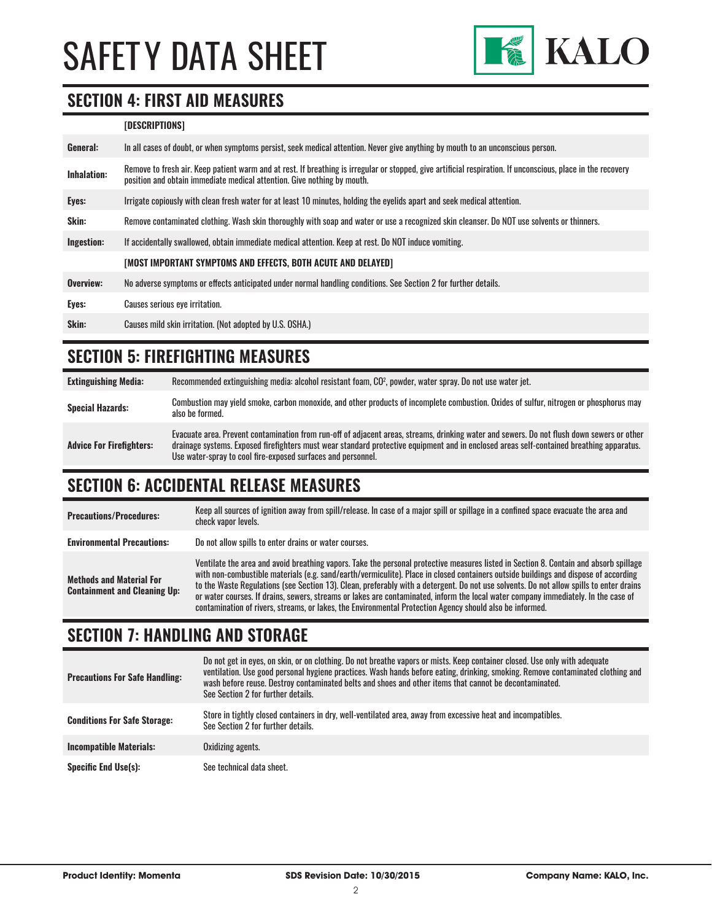## SECTION 4: FIRST AID MEASURES

| | [DESCRIPTIONS] |
|---|---|
| **General:** | In all cases of doubt, or when symptoms persist, seek medical attention. Never give anything by mouth to an unconscious person. |
| **Inhalation:** | Remove to fresh air. Keep patient warm and at rest. If breathing is irregular or stopped, give artificial respiration. If unconscious, place in the recovery position and obtain immediate medical attention. Give nothing by mouth. |
| **Eyes:** | Irrigate copiously with clean fresh water for at least 10 minutes, holding the eyelids apart and seek medical attention. |
| **Skin:** | Remove contaminated clothing. Wash skin thoroughly with soap and water or use a recognized skin cleanser. Do NOT use solvents or thinners. |
| **Ingestion:** | If accidentally swallowed, obtain immediate medical attention. Keep at rest. Do NOT induce vomiting. |
| | **[MOST IMPORTANT SYMPTOMS AND EFFECTS, BOTH ACUTE AND DELAYED]** |
| **Overview:** | No adverse symptoms or effects anticipated under normal handling conditions. See Section 2 for further details. |
| **Eyes:** | Causes serious eye irritation. |
| **Skin:** | Causes mild skin irritation. (Not adopted by U.S. OSHA.) |

## SECTION 5: FIREFIGHTING MEASURES

| | |
|---|---|
| **Extinguishing Media:** | Recommended extinguishing media: alcohol resistant foam, $CO^2$, powder, water spray. Do not use water jet. |
| **Special Hazards:** | Combustion may yield smoke, carbon monoxide, and other products of incomplete combustion. Oxides of sulfur, nitrogen or phosphorus may also be formed. |
| **Advice For Firefighters:** | Evacuate area. Prevent contamination from run-off of adjacent areas, streams, drinking water and sewers. Do not flush down sewers or other drainage systems. Exposed firefighters must wear standard protective equipment and in enclosed areas self-contained breathing apparatus. Use water-spray to cool fire-exposed surfaces and personnel. |

## SECTION 6: ACCIDENTAL RELEASE MEASURES

| | |
|---|---|
| **Precautions/Procedures:** | Keep all sources of ignition away from spill/release. In case of a major spill or spillage in a confined space evacuate the area and check vapor levels. |
| **Environmental Precautions:** | Do not allow spills to enter drains or water courses. |
| **Methods and Material For Containment and Cleaning Up:** | Ventilate the area and avoid breathing vapors. Take the personal protective measures listed in Section 8. Contain and absorb spillage with non-combustible materials (e.g. sand/earth/vermiculite). Place in closed containers outside buildings and dispose of according to the Waste Regulations (see Section 13). Clean, preferably with a detergent. Do not use solvents. Do not allow spills to enter drains or water courses. If drains, sewers, streams or lakes are contaminated, inform the local water company immediately. In the case of contamination of rivers, streams, or lakes, the Environmental Protection Agency should also be informed. |

## SECTION 7: HANDLING AND STORAGE

| | |
|---|---|
| **Precautions For Safe Handling:** | Do not get in eyes, on skin, or on clothing. Do not breathe vapors or mists. Keep container closed. Use only with adequate ventilation. Use good personal hygiene practices. Wash hands before eating, drinking, smoking. Remove contaminated clothing and wash before reuse. Destroy contaminated belts and shoes and other items that cannot be decontaminated. See Section 2 for further details. |
| **Conditions For Safe Storage:** | Store in tightly closed containers in dry, well-ventilated area, away from excessive heat and incompatibles. See Section 2 for further details. |
| **Incompatible Materials:** | Oxidizing agents. |
| **Specific End Use(s):** | See technical data sheet. |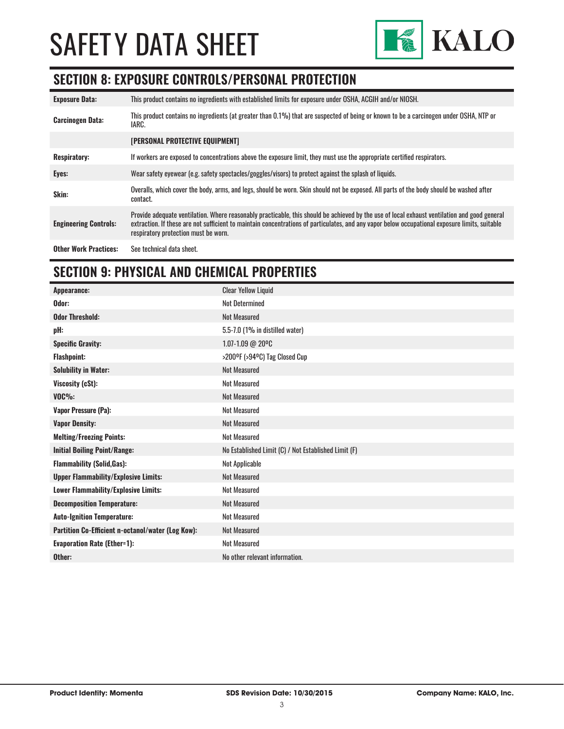## SECTION 8: EXPOSURE CONTROLS/PERSONAL PROTECTION

| | |
|---|---|
| **Exposure Data:** | This product contains no ingredients with established limits for exposure under OSHA, ACGIH and/or NIOSH. |
| **Carcinogen Data:** | This product contains no ingredients (at greater than 0.1%) that are suspected of being or known to be a carcinogen under OSHA, NTP or IARC. |
| | **[PERSONAL PROTECTIVE EQUIPMENT]** |
| **Respiratory:** | If workers are exposed to concentrations above the exposure limit, they must use the appropriate certified respirators. |
| **Eyes:** | Wear safety eyewear (e.g. safety spectacles/goggles/visors) to protect against the splash of liquids. |
| **Skin:** | Overalls, which cover the body, arms, and legs, should be worn. Skin should not be exposed. All parts of the body should be washed after contact. |
| **Engineering Controls:** | Provide adequate ventilation. Where reasonably practicable, this should be achieved by the use of local exhaust ventilation and good general extraction. If these are not sufficient to maintain concentrations of particulates, and any vapor below occupational exposure limits, suitable respiratory protection must be worn. |
| **Other Work Practices:** | See technical data sheet. |

## SECTION 9: PHYSICAL AND CHEMICAL PROPERTIES

| | |
|---|---|
| **Appearance:** | Clear Yellow Liquid |
| **Odor:** | Not Determined |
| **Odor Threshold:** | Not Measured |
| **pH:** | 5.5-7.0 (1% in distilled water) |
| **Specific Gravity:** | 1.07-1.09 @ 20ºC |
| **Flashpoint:** | >200ºF (>94ºC) Tag Closed Cup |
| **Solubility in Water:** | Not Measured |
| **Viscosity (cSt):** | Not Measured |
| **VOC%:** | Not Measured |
| **Vapor Pressure (Pa):** | Not Measured |
| **Vapor Density:** | Not Measured |
| **Melting/Freezing Points:** | Not Measured |
| **Initial Boiling Point/Range:** | No Established Limit (C) / Not Established Limit (F) |
| **Flammability (Solid,Gas):** | Not Applicable |
| **Upper Flammability/Explosive Limits:** | Not Measured |
| **Lower Flammability/Explosive Limits:** | Not Measured |
| **Decomposition Temperature:** | Not Measured |
| **Auto-Ignition Temperature:** | Not Measured |
| **Partition Co-Efficient n-octanol/water (Log Kow):** | Not Measured |
| **Evaporation Rate (Ether=1):** | Not Measured |
| **Other:** | No other relevant information. |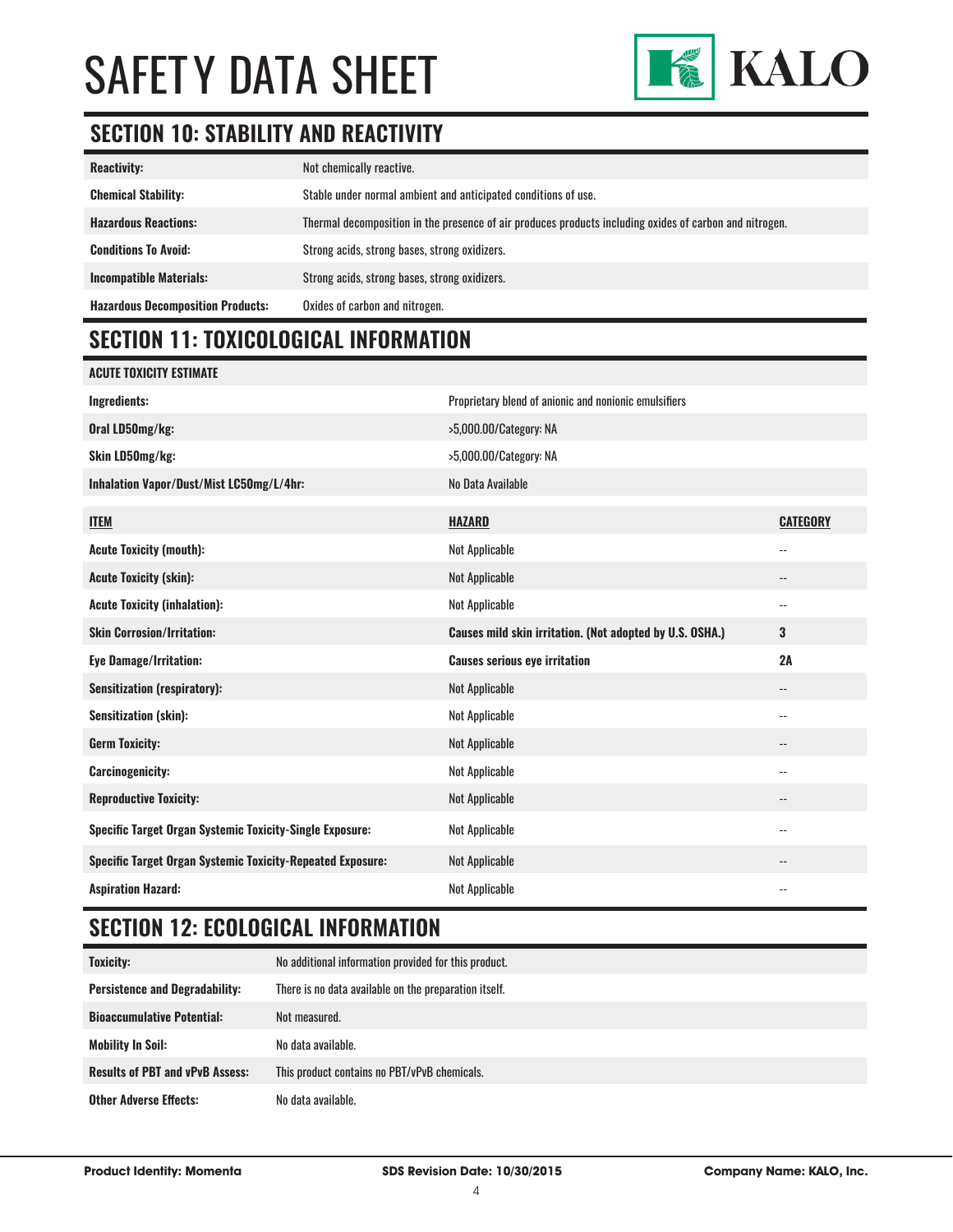## SECTION 10: STABILITY AND REACTIVITY

| | |
|---|---|
| **Reactivity:** | Not chemically reactive. |
| **Chemical Stability:** | Stable under normal ambient and anticipated conditions of use. |
| **Hazardous Reactions:** | Thermal decomposition in the presence of air produces products including oxides of carbon and nitrogen. |
| **Conditions To Avoid:** | Strong acids, strong bases, strong oxidizers. |
| **Incompatible Materials:** | Strong acids, strong bases, strong oxidizers. |
| **Hazardous Decomposition Products:** | Oxides of carbon and nitrogen. |

## SECTION 11: TOXICOLOGICAL INFORMATION

| **ACUTE TOXICITY ESTIMATE** | | |
|---|---|---|
| **Ingredients:** | Proprietary blend of anionic and nonionic emulsifiers | |
| **Oral LD50mg/kg:** | >5,000.00/Category: NA | |
| **Skin LD50mg/kg:** | >5,000.00/Category: NA | |
| **Inhalation Vapor/Dust/Mist LC50mg/L/4hr:** | No Data Available | |

| **ITEM** | **HAZARD** | **CATEGORY** |
|---|---|---|
| **Acute Toxicity (mouth):** | Not Applicable | -- |
| **Acute Toxicity (skin):** | Not Applicable | -- |
| **Acute Toxicity (inhalation):** | Not Applicable | -- |
| **Skin Corrosion/Irritation:** | **Causes mild skin irritation. (Not adopted by U.S. OSHA.)** | **3** |
| **Eye Damage/Irritation:** | **Causes serious eye irritation** | **2A** |
| **Sensitization (respiratory):** | Not Applicable | -- |
| **Sensitization (skin):** | Not Applicable | -- |
| **Germ Toxicity:** | Not Applicable | -- |
| **Carcinogenicity:** | Not Applicable | -- |
| **Reproductive Toxicity:** | Not Applicable | -- |
| **Specific Target Organ Systemic Toxicity-Single Exposure:** | Not Applicable | -- |
| **Specific Target Organ Systemic Toxicity-Repeated Exposure:** | Not Applicable | -- |
| **Aspiration Hazard:** | Not Applicable | -- |

## SECTION 12: ECOLOGICAL INFORMATION

| | |
|---|---|
| **Toxicity:** | No additional information provided for this product. |
| **Persistence and Degradability:** | There is no data available on the preparation itself. |
| **Bioaccumulative Potential:** | Not measured. |
| **Mobility In Soil:** | No data available. |
| **Results of PBT and vPvB Assess:** | This product contains no PBT/vPvB chemicals. |
| **Other Adverse Effects:** | No data available. |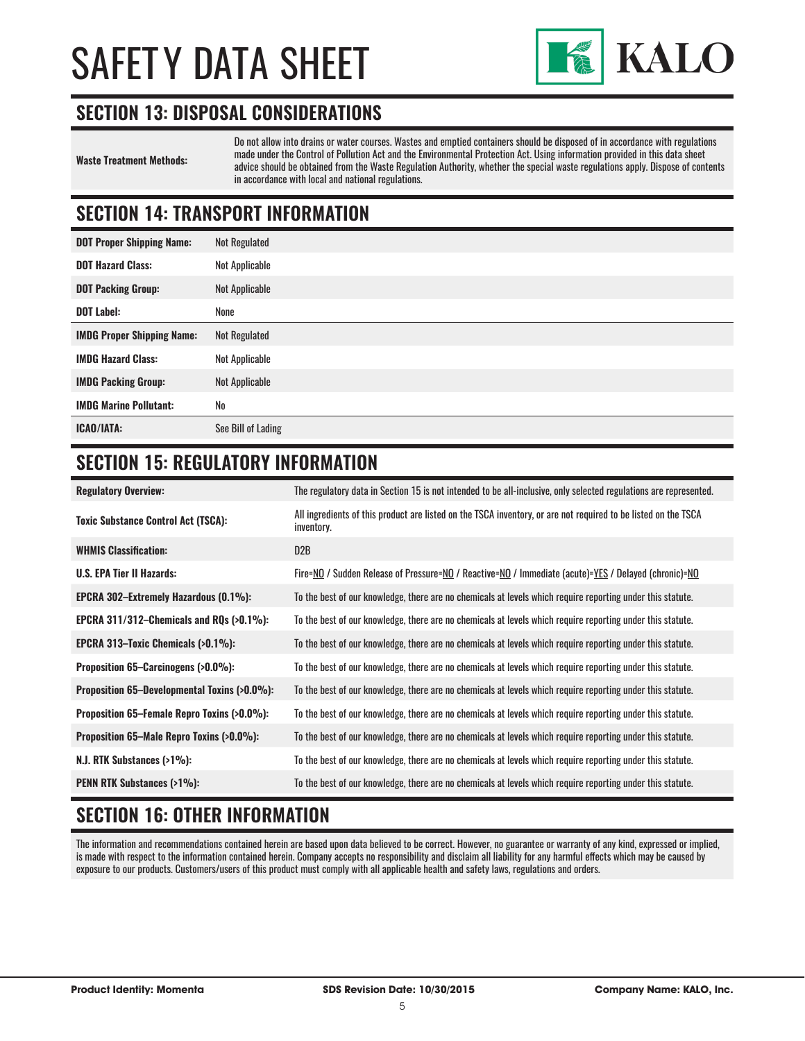# SAFETY DATA SHEET

## SECTION 13: DISPOSAL CONSIDERATIONS

| | |
|---|---|
| **Waste Treatment Methods:** | Do not allow into drains or water courses. Wastes and emptied containers should be disposed of in accordance with regulations made under the Control of Pollution Act and the Environmental Protection Act. Using information provided in this data sheet advice should be obtained from the Waste Regulation Authority, whether the special waste regulations apply. Dispose of contents in accordance with local and national regulations. |

## SECTION 14: TRANSPORT INFORMATION

| | |
|---|---|
| **DOT Proper Shipping Name:** | Not Regulated |
| **DOT Hazard Class:** | Not Applicable |
| **DOT Packing Group:** | Not Applicable |
| **DOT Label:** | None |
| **IMDG Proper Shipping Name:** | Not Regulated |
| **IMDG Hazard Class:** | Not Applicable |
| **IMDG Packing Group:** | Not Applicable |
| **IMDG Marine Pollutant:** | No |
| **ICAO/IATA:** | See Bill of Lading |

## SECTION 15: REGULATORY INFORMATION

| | |
|---|---|
| **Regulatory Overview:** | The regulatory data in Section 15 is not intended to be all-inclusive, only selected regulations are represented. |
| **Toxic Substance Control Act (TSCA):** | All ingredients of this product are listed on the TSCA inventory, or are not required to be listed on the TSCA inventory. |
| **WHMIS Classification:** | D2B |
| **U.S. EPA Tier II Hazards:** | Fire=NO / Sudden Release of Pressure=NO / Reactive=NO / Immediate (acute)=YES / Delayed (chronic)=NO |
| **EPCRA 302–Extremely Hazardous (0.1%):** | To the best of our knowledge, there are no chemicals at levels which require reporting under this statute. |
| **EPCRA 311/312–Chemicals and RQs (>0.1%):** | To the best of our knowledge, there are no chemicals at levels which require reporting under this statute. |
| **EPCRA 313–Toxic Chemicals (>0.1%):** | To the best of our knowledge, there are no chemicals at levels which require reporting under this statute. |
| **Proposition 65–Carcinogens (>0.0%):** | To the best of our knowledge, there are no chemicals at levels which require reporting under this statute. |
| **Proposition 65–Developmental Toxins (>0.0%):** | To the best of our knowledge, there are no chemicals at levels which require reporting under this statute. |
| **Proposition 65–Female Repro Toxins (>0.0%):** | To the best of our knowledge, there are no chemicals at levels which require reporting under this statute. |
| **Proposition 65–Male Repro Toxins (>0.0%):** | To the best of our knowledge, there are no chemicals at levels which require reporting under this statute. |
| **N.J. RTK Substances (>1%):** | To the best of our knowledge, there are no chemicals at levels which require reporting under this statute. |
| **PENN RTK Substances (>1%):** | To the best of our knowledge, there are no chemicals at levels which require reporting under this statute. |

## SECTION 16: OTHER INFORMATION

The information and recommendations contained herein are based upon data believed to be correct. However, no guarantee or warranty of any kind, expressed or implied, is made with respect to the information contained herein. Company accepts no responsibility and disclaim all liability for any harmful effects which may be caused by exposure to our products. Customers/users of this product must comply with all applicable health and safety laws, regulations and orders.

**Product Identity: Momenta** | **SDS Revision Date: 10/30/2015** | **Company Name: KALO, Inc.**